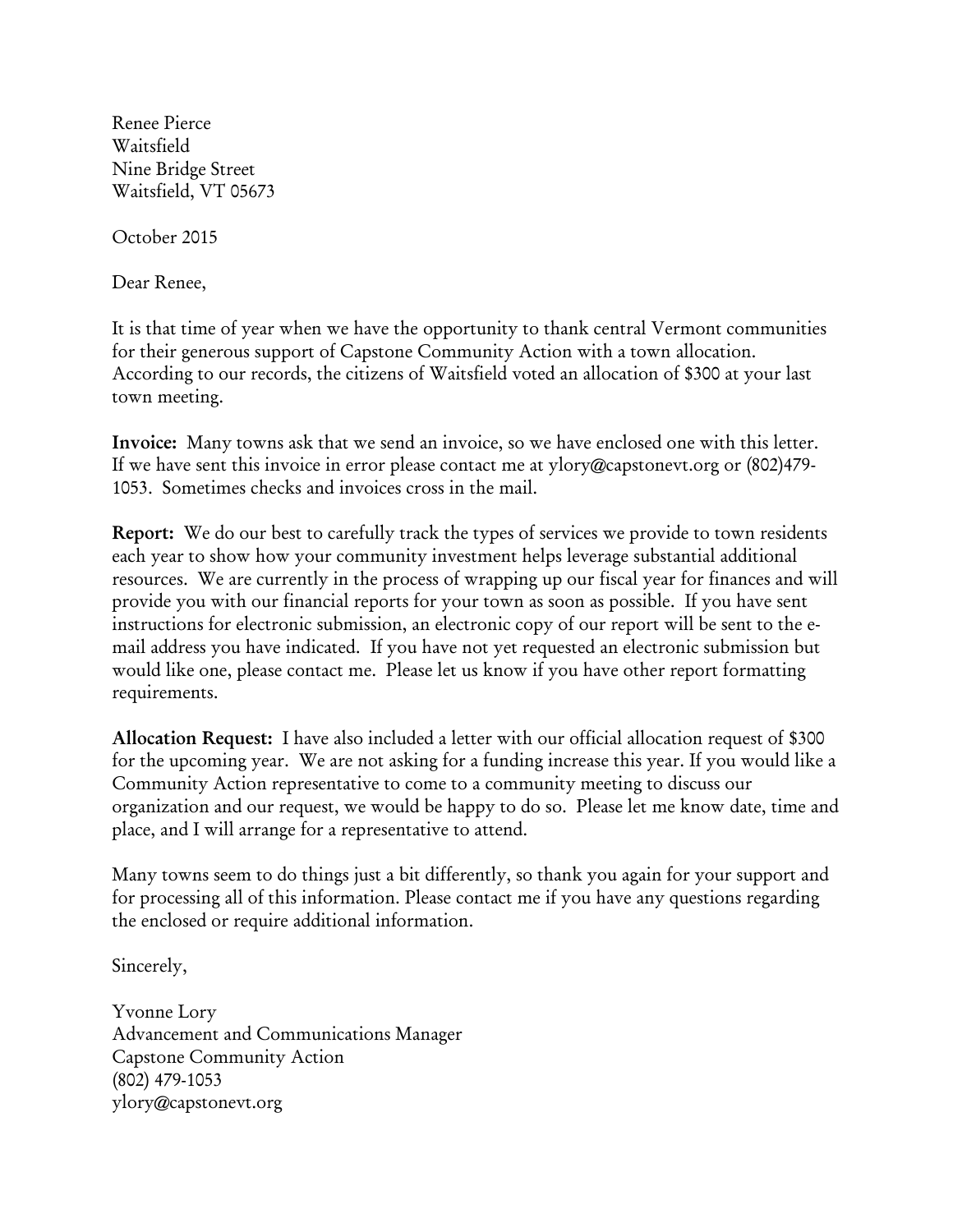Renee Pierce
Waitsfield
Nine Bridge Street
Waitsfield, VT 05673

October 2015

Dear Renee,

It is that time of year when we have the opportunity to thank central Vermont communities for their generous support of Capstone Community Action with a town allocation. According to our records, the citizens of Waitsfield voted an allocation of $300 at your last town meeting.

**Invoice:** Many towns ask that we send an invoice, so we have enclosed one with this letter. If we have sent this invoice in error please contact me at ylory@capstonevt.org or (802)479-1053. Sometimes checks and invoices cross in the mail.

**Report:** We do our best to carefully track the types of services we provide to town residents each year to show how your community investment helps leverage substantial additional resources. We are currently in the process of wrapping up our fiscal year for finances and will provide you with our financial reports for your town as soon as possible. If you have sent instructions for electronic submission, an electronic copy of our report will be sent to the e-mail address you have indicated. If you have not yet requested an electronic submission but would like one, please contact me. Please let us know if you have other report formatting requirements.

**Allocation Request:** I have also included a letter with our official allocation request of $300 for the upcoming year. We are not asking for a funding increase this year. If you would like a Community Action representative to come to a community meeting to discuss our organization and our request, we would be happy to do so. Please let me know date, time and place, and I will arrange for a representative to attend.

Many towns seem to do things just a bit differently, so thank you again for your support and for processing all of this information. Please contact me if you have any questions regarding the enclosed or require additional information.

Sincerely,

Yvonne Lory
Advancement and Communications Manager
Capstone Community Action
(802) 479-1053
ylory@capstonevt.org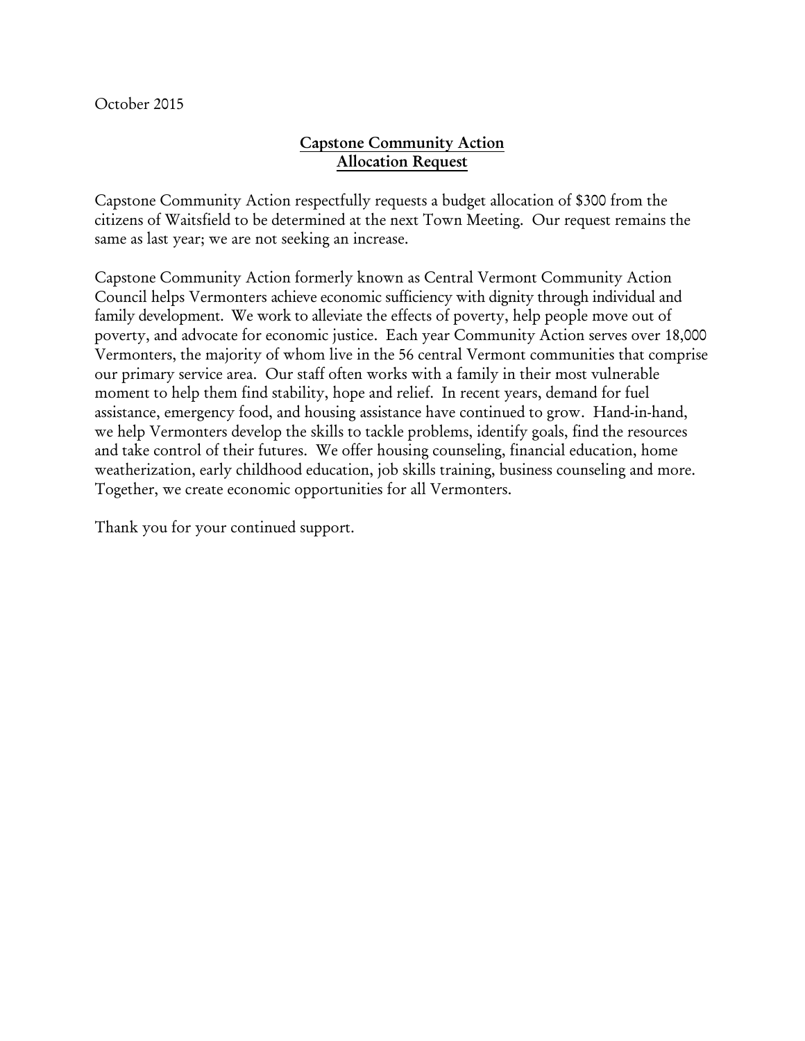October 2015

**Capstone Community Action**
**Allocation Request**

Capstone Community Action respectfully requests a budget allocation of $300 from the citizens of Waitsfield to be determined at the next Town Meeting. Our request remains the same as last year; we are not seeking an increase.

Capstone Community Action formerly known as Central Vermont Community Action Council helps Vermonters achieve economic sufficiency with dignity through individual and family development. We work to alleviate the effects of poverty, help people move out of poverty, and advocate for economic justice. Each year Community Action serves over 18,000 Vermonters, the majority of whom live in the 56 central Vermont communities that comprise our primary service area. Our staff often works with a family in their most vulnerable moment to help them find stability, hope and relief. In recent years, demand for fuel assistance, emergency food, and housing assistance have continued to grow. Hand-in-hand, we help Vermonters develop the skills to tackle problems, identify goals, find the resources and take control of their futures. We offer housing counseling, financial education, home weatherization, early childhood education, job skills training, business counseling and more. Together, we create economic opportunities for all Vermonters.

Thank you for your continued support.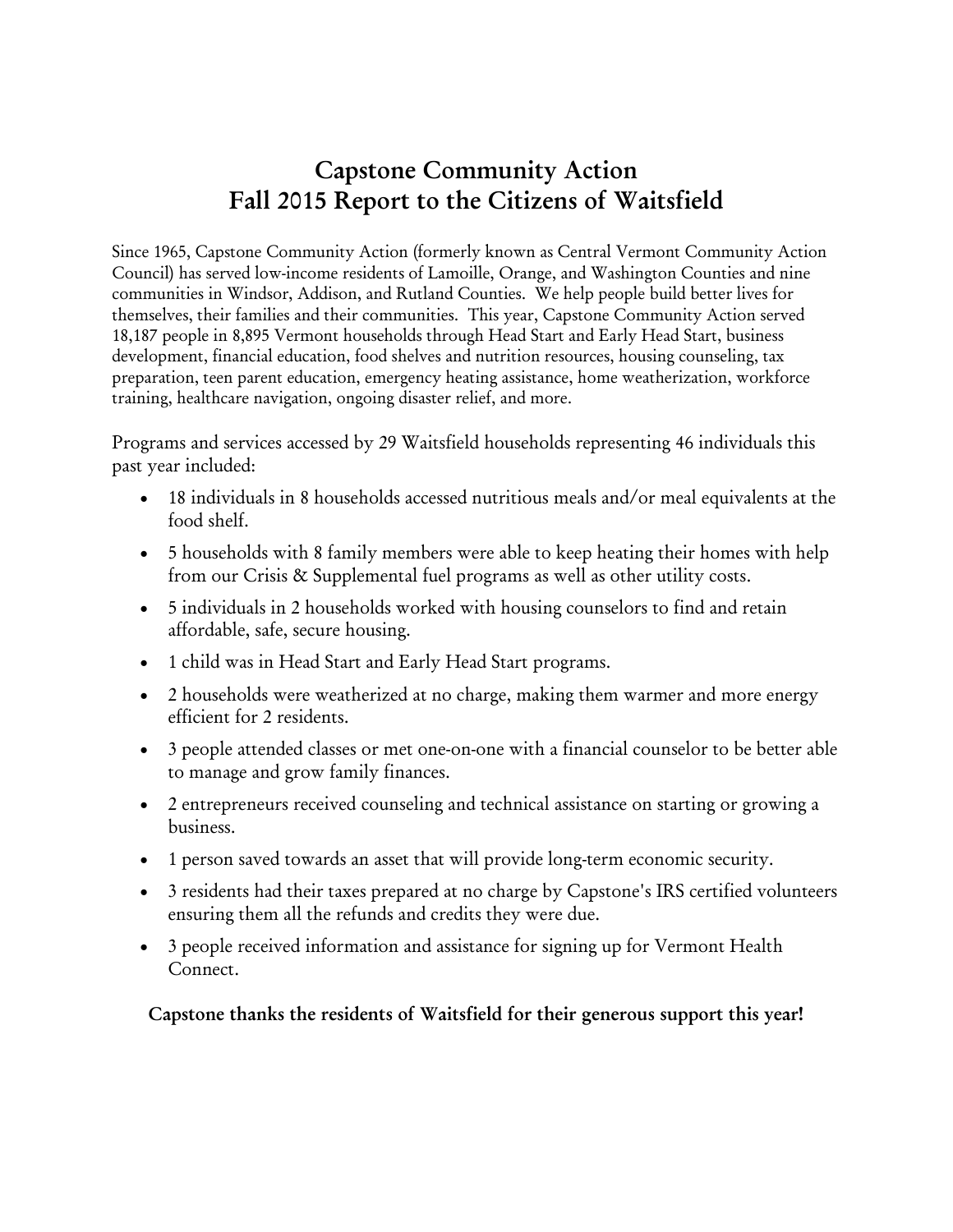# Capstone Community Action
# Fall 2015 Report to the Citizens of Waitsfield

Since 1965, Capstone Community Action (formerly known as Central Vermont Community Action Council) has served low-income residents of Lamoille, Orange, and Washington Counties and nine communities in Windsor, Addison, and Rutland Counties. We help people build better lives for themselves, their families and their communities. This year, Capstone Community Action served 18,187 people in 8,895 Vermont households through Head Start and Early Head Start, business development, financial education, food shelves and nutrition resources, housing counseling, tax preparation, teen parent education, emergency heating assistance, home weatherization, workforce training, healthcare navigation, ongoing disaster relief, and more.

Programs and services accessed by 29 Waitsfield households representing 46 individuals this past year included:

- 18 individuals in 8 households accessed nutritious meals and/or meal equivalents at the food shelf.
- 5 households with 8 family members were able to keep heating their homes with help from our Crisis & Supplemental fuel programs as well as other utility costs.
- 5 individuals in 2 households worked with housing counselors to find and retain affordable, safe, secure housing.
- 1 child was in Head Start and Early Head Start programs.
- 2 households were weatherized at no charge, making them warmer and more energy efficient for 2 residents.
- 3 people attended classes or met one-on-one with a financial counselor to be better able to manage and grow family finances.
- 2 entrepreneurs received counseling and technical assistance on starting or growing a business.
- 1 person saved towards an asset that will provide long-term economic security.
- 3 residents had their taxes prepared at no charge by Capstone's IRS certified volunteers ensuring them all the refunds and credits they were due.
- 3 people received information and assistance for signing up for Vermont Health Connect.

**Capstone thanks the residents of Waitsfield for their generous support this year!**